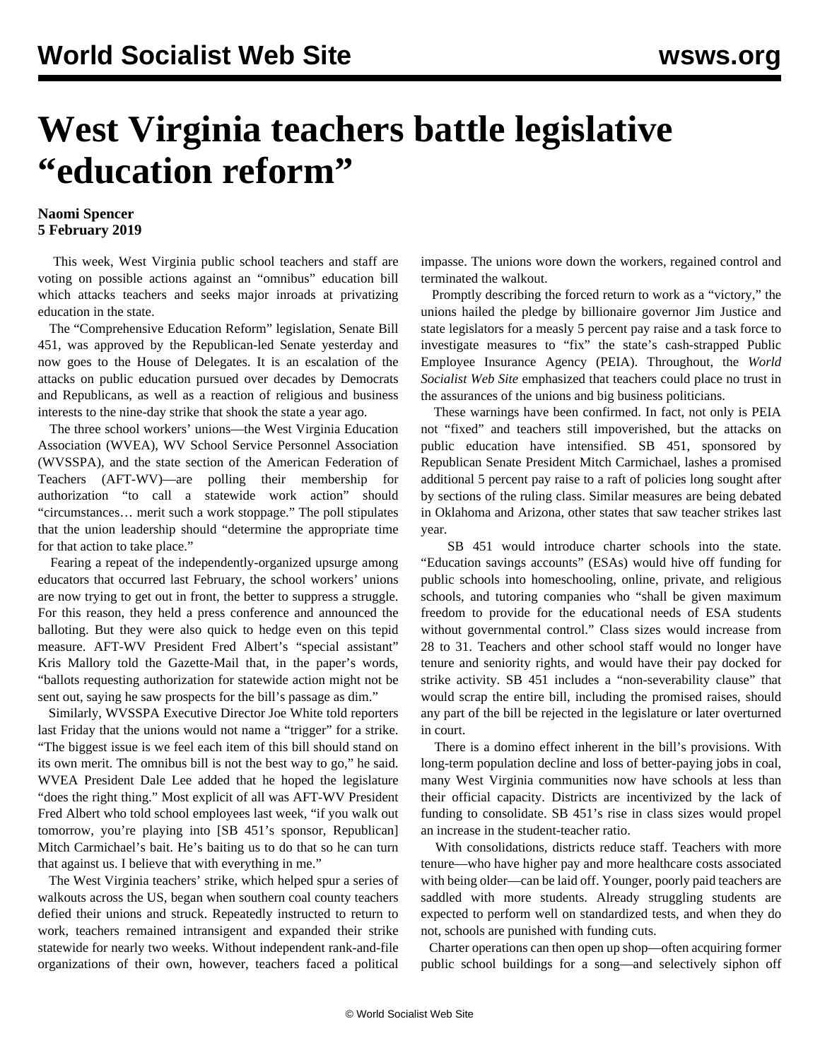# West Virginia teachers battle legislative "education reform"

**Naomi Spencer**
**5 February 2019**

This week, West Virginia public school teachers and staff are voting on possible actions against an "omnibus" education bill which attacks teachers and seeks major inroads at privatizing education in the state.

The "Comprehensive Education Reform" legislation, Senate Bill 451, was approved by the Republican-led Senate yesterday and now goes to the House of Delegates. It is an escalation of the attacks on public education pursued over decades by Democrats and Republicans, as well as a reaction of religious and business interests to the nine-day strike that shook the state a year ago.

The three school workers' unions—the West Virginia Education Association (WVEA), WV School Service Personnel Association (WVSSPA), and the state section of the American Federation of Teachers (AFT-WV)—are polling their membership for authorization "to call a statewide work action" should "circumstances… merit such a work stoppage." The poll stipulates that the union leadership should "determine the appropriate time for that action to take place."

Fearing a repeat of the independently-organized upsurge among educators that occurred last February, the school workers' unions are now trying to get out in front, the better to suppress a struggle. For this reason, they held a press conference and announced the balloting. But they were also quick to hedge even on this tepid measure. AFT-WV President Fred Albert's "special assistant" Kris Mallory told the Gazette-Mail that, in the paper's words, "ballots requesting authorization for statewide action might not be sent out, saying he saw prospects for the bill's passage as dim."

Similarly, WVSSPA Executive Director Joe White told reporters last Friday that the unions would not name a "trigger" for a strike. "The biggest issue is we feel each item of this bill should stand on its own merit. The omnibus bill is not the best way to go," he said. WVEA President Dale Lee added that he hoped the legislature "does the right thing." Most explicit of all was AFT-WV President Fred Albert who told school employees last week, "if you walk out tomorrow, you're playing into [SB 451's sponsor, Republican] Mitch Carmichael's bait. He's baiting us to do that so he can turn that against us. I believe that with everything in me."

The West Virginia teachers' strike, which helped spur a series of walkouts across the US, began when southern coal county teachers defied their unions and struck. Repeatedly instructed to return to work, teachers remained intransigent and expanded their strike statewide for nearly two weeks. Without independent rank-and-file organizations of their own, however, teachers faced a political impasse. The unions wore down the workers, regained control and terminated the walkout.

Promptly describing the forced return to work as a "victory," the unions hailed the pledge by billionaire governor Jim Justice and state legislators for a measly 5 percent pay raise and a task force to investigate measures to "fix" the state's cash-strapped Public Employee Insurance Agency (PEIA). Throughout, the *World Socialist Web Site* emphasized that teachers could place no trust in the assurances of the unions and big business politicians.

These warnings have been confirmed. In fact, not only is PEIA not "fixed" and teachers still impoverished, but the attacks on public education have intensified. SB 451, sponsored by Republican Senate President Mitch Carmichael, lashes a promised additional 5 percent pay raise to a raft of policies long sought after by sections of the ruling class. Similar measures are being debated in Oklahoma and Arizona, other states that saw teacher strikes last year.

SB 451 would introduce charter schools into the state. "Education savings accounts" (ESAs) would hive off funding for public schools into homeschooling, online, private, and religious schools, and tutoring companies who "shall be given maximum freedom to provide for the educational needs of ESA students without governmental control." Class sizes would increase from 28 to 31. Teachers and other school staff would no longer have tenure and seniority rights, and would have their pay docked for strike activity. SB 451 includes a "non-severability clause" that would scrap the entire bill, including the promised raises, should any part of the bill be rejected in the legislature or later overturned in court.

There is a domino effect inherent in the bill's provisions. With long-term population decline and loss of better-paying jobs in coal, many West Virginia communities now have schools at less than their official capacity. Districts are incentivized by the lack of funding to consolidate. SB 451's rise in class sizes would propel an increase in the student-teacher ratio.

With consolidations, districts reduce staff. Teachers with more tenure—who have higher pay and more healthcare costs associated with being older—can be laid off. Younger, poorly paid teachers are saddled with more students. Already struggling students are expected to perform well on standardized tests, and when they do not, schools are punished with funding cuts.

Charter operations can then open up shop—often acquiring former public school buildings for a song—and selectively siphon off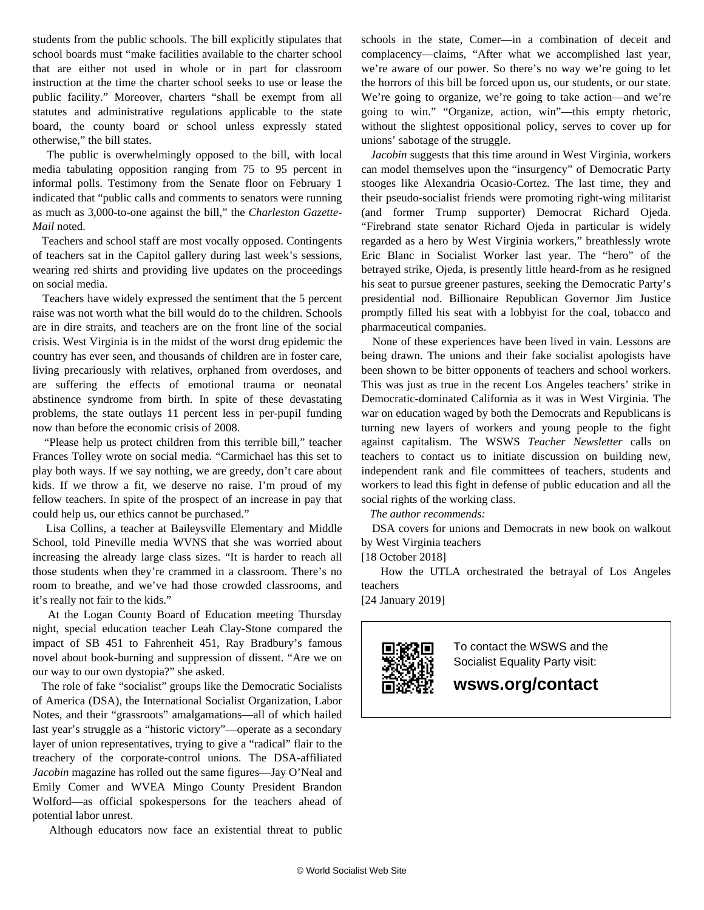students from the public schools. The bill explicitly stipulates that school boards must "make facilities available to the charter school that are either not used in whole or in part for classroom instruction at the time the charter school seeks to use or lease the public facility." Moreover, charters "shall be exempt from all statutes and administrative regulations applicable to the state board, the county board or school unless expressly stated otherwise," the bill states.

The public is overwhelmingly opposed to the bill, with local media tabulating opposition ranging from 75 to 95 percent in informal polls. Testimony from the Senate floor on February 1 indicated that "public calls and comments to senators were running as much as 3,000-to-one against the bill," the *Charleston Gazette-Mail* noted.

Teachers and school staff are most vocally opposed. Contingents of teachers sat in the Capitol gallery during last week's sessions, wearing red shirts and providing live updates on the proceedings on social media.

Teachers have widely expressed the sentiment that the 5 percent raise was not worth what the bill would do to the children. Schools are in dire straits, and teachers are on the front line of the social crisis. West Virginia is in the midst of the worst drug epidemic the country has ever seen, and thousands of children are in foster care, living precariously with relatives, orphaned from overdoses, and are suffering the effects of emotional trauma or neonatal abstinence syndrome from birth. In spite of these devastating problems, the state outlays 11 percent less in per-pupil funding now than before the economic crisis of 2008.

"Please help us protect children from this terrible bill," teacher Frances Tolley wrote on social media. "Carmichael has this set to play both ways. If we say nothing, we are greedy, don't care about kids. If we throw a fit, we deserve no raise. I'm proud of my fellow teachers. In spite of the prospect of an increase in pay that could help us, our ethics cannot be purchased."

Lisa Collins, a teacher at Baileysville Elementary and Middle School, told Pineville media WVNS that she was worried about increasing the already large class sizes. "It is harder to reach all those students when they're crammed in a classroom. There's no room to breathe, and we've had those crowded classrooms, and it's really not fair to the kids."

At the Logan County Board of Education meeting Thursday night, special education teacher Leah Clay-Stone compared the impact of SB 451 to Fahrenheit 451, Ray Bradbury's famous novel about book-burning and suppression of dissent. "Are we on our way to our own dystopia?" she asked.

The role of fake "socialist" groups like the Democratic Socialists of America (DSA), the International Socialist Organization, Labor Notes, and their "grassroots" amalgamations—all of which hailed last year's struggle as a "historic victory"—operate as a secondary layer of union representatives, trying to give a "radical" flair to the treachery of the corporate-control unions. The DSA-affiliated *Jacobin* magazine has rolled out the same figures—Jay O'Neal and Emily Comer and WVEA Mingo County President Brandon Wolford—as official spokespersons for the teachers ahead of potential labor unrest.

Although educators now face an existential threat to public schools in the state, Comer—in a combination of deceit and complacency—claims, "After what we accomplished last year, we're aware of our power. So there's no way we're going to let the horrors of this bill be forced upon us, our students, or our state. We're going to organize, we're going to take action—and we're going to win." "Organize, action, win"—this empty rhetoric, without the slightest oppositional policy, serves to cover up for unions' sabotage of the struggle.

*Jacobin* suggests that this time around in West Virginia, workers can model themselves upon the "insurgency" of Democratic Party stooges like Alexandria Ocasio-Cortez. The last time, they and their pseudo-socialist friends were promoting right-wing militarist (and former Trump supporter) Democrat Richard Ojeda. "Firebrand state senator Richard Ojeda in particular is widely regarded as a hero by West Virginia workers," breathlessly wrote Eric Blanc in Socialist Worker last year. The "hero" of the betrayed strike, Ojeda, is presently little heard-from as he resigned his seat to pursue greener pastures, seeking the Democratic Party's presidential nod. Billionaire Republican Governor Jim Justice promptly filled his seat with a lobbyist for the coal, tobacco and pharmaceutical companies.

None of these experiences have been lived in vain. Lessons are being drawn. The unions and their fake socialist apologists have been shown to be bitter opponents of teachers and school workers. This was just as true in the recent Los Angeles teachers' strike in Democratic-dominated California as it was in West Virginia. The war on education waged by both the Democrats and Republicans is turning new layers of workers and young people to the fight against capitalism. The WSWS *Teacher Newsletter* calls on teachers to contact us to initiate discussion on building new, independent rank and file committees of teachers, students and workers to lead this fight in defense of public education and all the social rights of the working class.

*The author recommends:*

DSA covers for unions and Democrats in new book on walkout by West Virginia teachers
[18 October 2018]

How the UTLA orchestrated the betrayal of Los Angeles teachers
[24 January 2019]

To contact the WSWS and the Socialist Equality Party visit:

**wsws.org/contact**